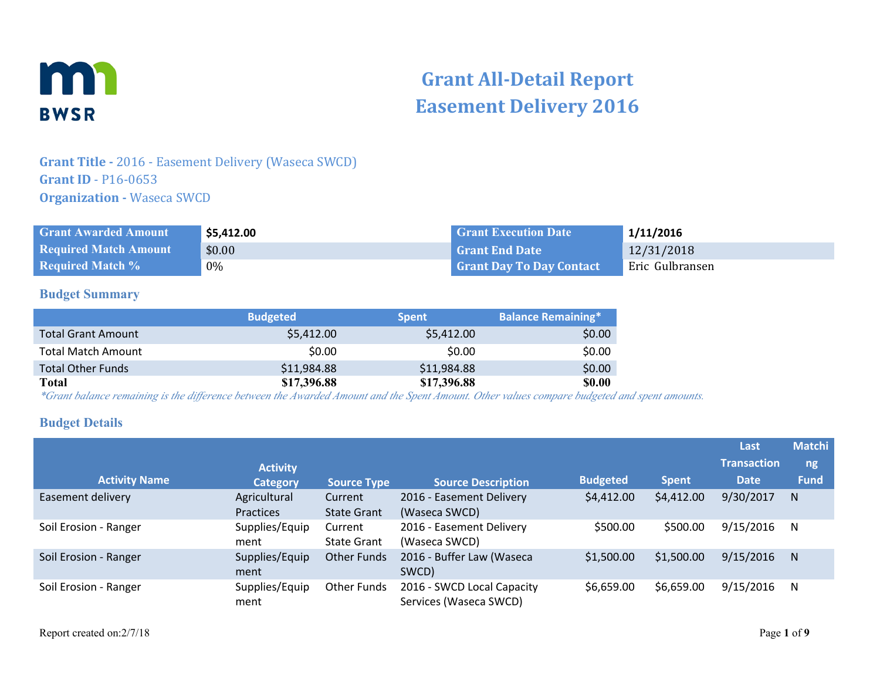# Grant All-Detail Report
# Easement Delivery 2016

**Grant Title -** 2016 - Easement Delivery (Waseca SWCD)
**Grant ID** - P16-0653
**Organization -** Waseca SWCD

| | | | |
|---|---|---|---|
| **Grant Awarded Amount** | **$5,412.00** | **Grant Execution Date** | **1/11/2016** |
| **Required Match Amount** | $0.00 | **Grant End Date** | 12/31/2018 |
| **Required Match %** | 0% | **Grant Day To Day Contact** | Eric Gulbransen |

## Budget Summary

| | Budgeted | Spent | Balance Remaining* |
|---|---|---|---|
| Total Grant Amount | $5,412.00 | $5,412.00 | $0.00 |
| Total Match Amount | $0.00 | $0.00 | $0.00 |
| Total Other Funds | $11,984.88 | $11,984.88 | $0.00 |
| **Total** | **$17,396.88** | **$17,396.88** | **$0.00** |

*\*Grant balance remaining is the difference between the Awarded Amount and the Spent Amount. Other values compare budgeted and spent amounts.*

## Budget Details

| Activity Name | Activity Category | Source Type | Source Description | Budgeted | Spent | Last Transaction Date | Matching Fund |
|---|---|---|---|---|---|---|---|
| Easement delivery | Agricultural Practices | Current State Grant | 2016 - Easement Delivery (Waseca SWCD) | $4,412.00 | $4,412.00 | 9/30/2017 | N |
| Soil Erosion - Ranger | Supplies/Equipment | Current State Grant | 2016 - Easement Delivery (Waseca SWCD) | $500.00 | $500.00 | 9/15/2016 | N |
| Soil Erosion - Ranger | Supplies/Equipment | Other Funds | 2016 - Buffer Law (Waseca SWCD) | $1,500.00 | $1,500.00 | 9/15/2016 | N |
| Soil Erosion - Ranger | Supplies/Equipment | Other Funds | 2016 - SWCD Local Capacity Services (Waseca SWCD) | $6,659.00 | $6,659.00 | 9/15/2016 | N |

Report created on:2/7/18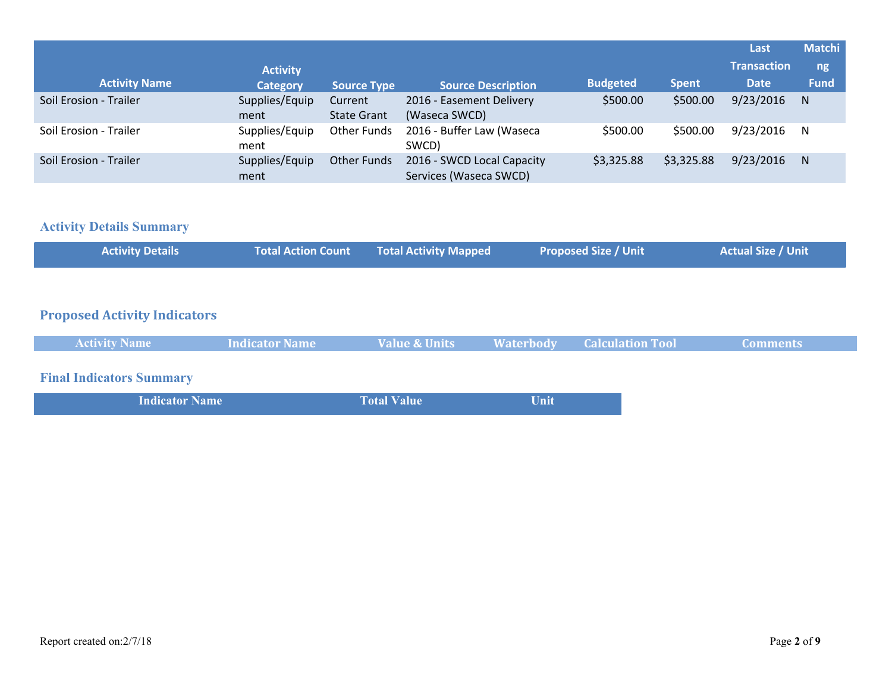| Activity Name | Activity Category | Source Type | Source Description | Budgeted | Spent | Last Transaction Date | Matching Fund |
|---|---|---|---|---|---|---|---|
| Soil Erosion - Trailer | Supplies/Equipment | Current State Grant | 2016 - Easement Delivery (Waseca SWCD) | $500.00 | $500.00 | 9/23/2016 | N |
| Soil Erosion - Trailer | Supplies/Equipment | Other Funds | 2016 - Buffer Law (Waseca SWCD) | $500.00 | $500.00 | 9/23/2016 | N |
| Soil Erosion - Trailer | Supplies/Equipment | Other Funds | 2016 - SWCD Local Capacity Services (Waseca SWCD) | $3,325.88 | $3,325.88 | 9/23/2016 | N |

## Activity Details Summary

| Activity Details | Total Action Count | Total Activity Mapped | Proposed Size / Unit | Actual Size / Unit |
|---|---|---|---|---|

## Proposed Activity Indicators

| Activity Name | Indicator Name | Value & Units | Waterbody | Calculation Tool | Comments |
|---|---|---|---|---|---|

## Final Indicators Summary

| Indicator Name | Total Value | Unit |
|---|---|---|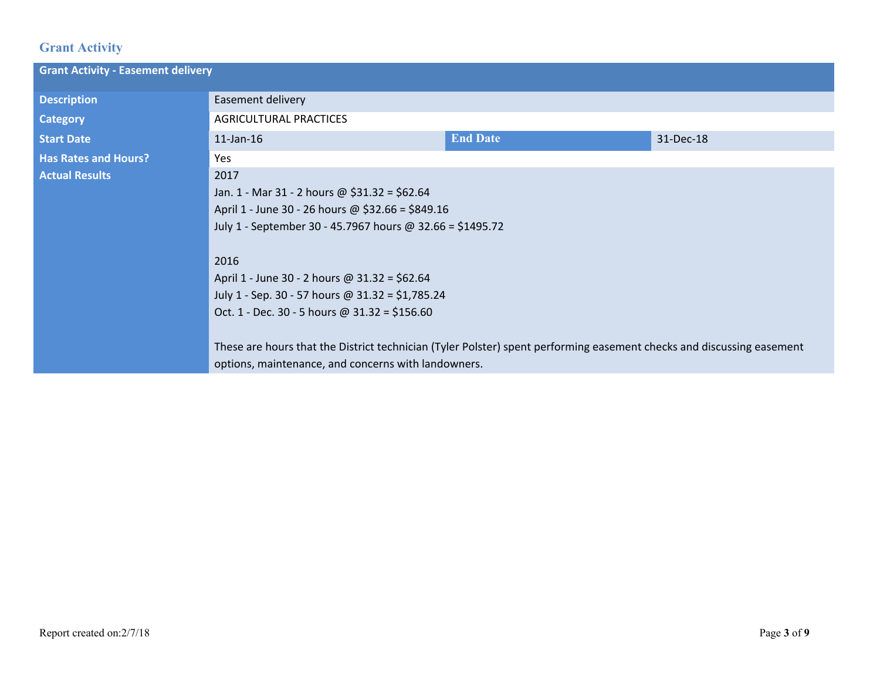## Grant Activity

| Grant Activity - Easement delivery | | | |
|---|---|---|---|
| **Description** | Easement delivery | | |
| **Category** | AGRICULTURAL PRACTICES | | |
| **Start Date** | 11-Jan-16 | **End Date** | 31-Dec-18 |
| **Has Rates and Hours?** | Yes | | |
| **Actual Results** | 2017<br>Jan. 1 - Mar 31 - 2 hours @ $31.32 = $62.64<br>April 1 - June 30 - 26 hours @ $32.66 = $849.16<br>July 1 - September 30 - 45.7967 hours @ 32.66 = $1495.72<br><br>2016<br>April 1 - June 30 - 2 hours @ 31.32 = $62.64<br>July 1 - Sep. 30 - 57 hours @ 31.32 = $1,785.24<br>Oct. 1 - Dec. 30 - 5 hours @ 31.32 = $156.60<br><br>These are hours that the District technician (Tyler Polster) spent performing easement checks and discussing easement options, maintenance, and concerns with landowners. | | |

Report created on:2/7/18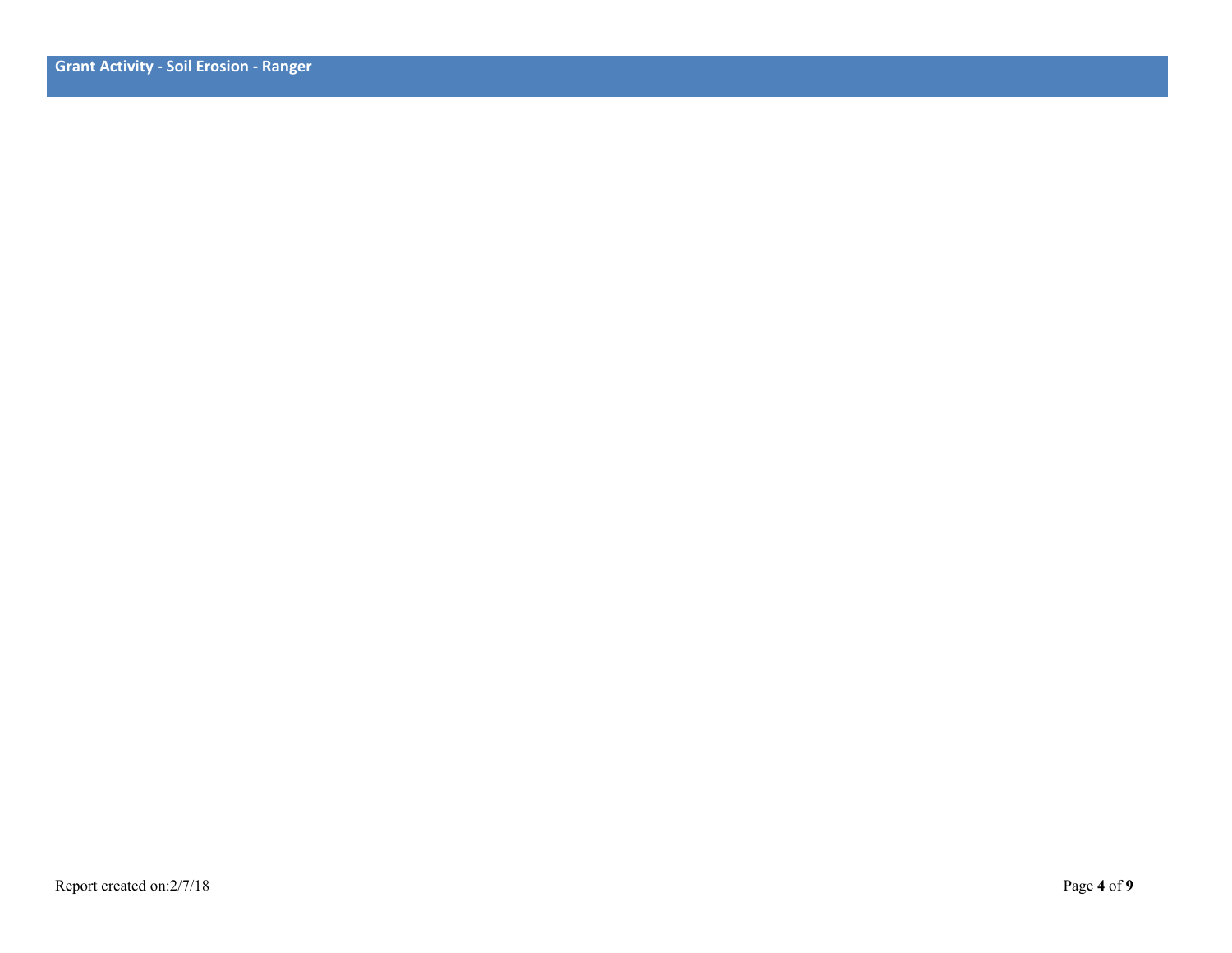## Grant Activity - Soil Erosion - Ranger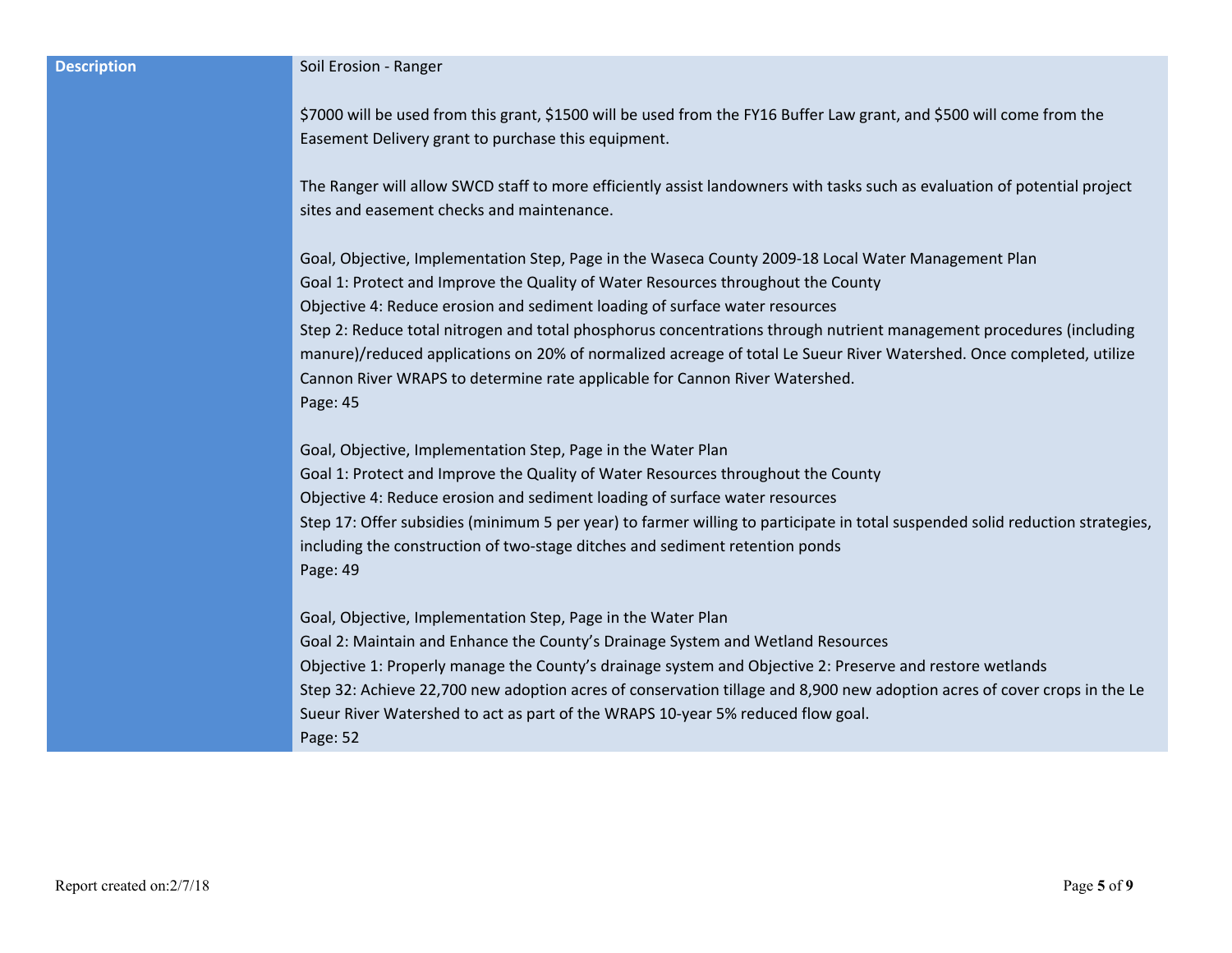| Description | Soil Erosion - Ranger<br><br>$7000 will be used from this grant, $1500 will be used from the FY16 Buffer Law grant, and $500 will come from the Easement Delivery grant to purchase this equipment.<br><br>The Ranger will allow SWCD staff to more efficiently assist landowners with tasks such as evaluation of potential project sites and easement checks and maintenance.<br><br>Goal, Objective, Implementation Step, Page in the Waseca County 2009-18 Local Water Management Plan<br>Goal 1: Protect and Improve the Quality of Water Resources throughout the County<br>Objective 4: Reduce erosion and sediment loading of surface water resources<br>Step 2: Reduce total nitrogen and total phosphorus concentrations through nutrient management procedures (including manure)/reduced applications on 20% of normalized acreage of total Le Sueur River Watershed. Once completed, utilize Cannon River WRAPS to determine rate applicable for Cannon River Watershed.<br>Page: 45<br><br>Goal, Objective, Implementation Step, Page in the Water Plan<br>Goal 1: Protect and Improve the Quality of Water Resources throughout the County<br>Objective 4: Reduce erosion and sediment loading of surface water resources<br>Step 17: Offer subsidies (minimum 5 per year) to farmer willing to participate in total suspended solid reduction strategies, including the construction of two-stage ditches and sediment retention ponds<br>Page: 49<br><br>Goal, Objective, Implementation Step, Page in the Water Plan<br>Goal 2: Maintain and Enhance the County's Drainage System and Wetland Resources<br>Objective 1: Properly manage the County's drainage system and Objective 2: Preserve and restore wetlands<br>Step 32: Achieve 22,700 new adoption acres of conservation tillage and 8,900 new adoption acres of cover crops in the Le Sueur River Watershed to act as part of the WRAPS 10-year 5% reduced flow goal.<br>Page: 52 |
|---|---|

Report created on:2/7/18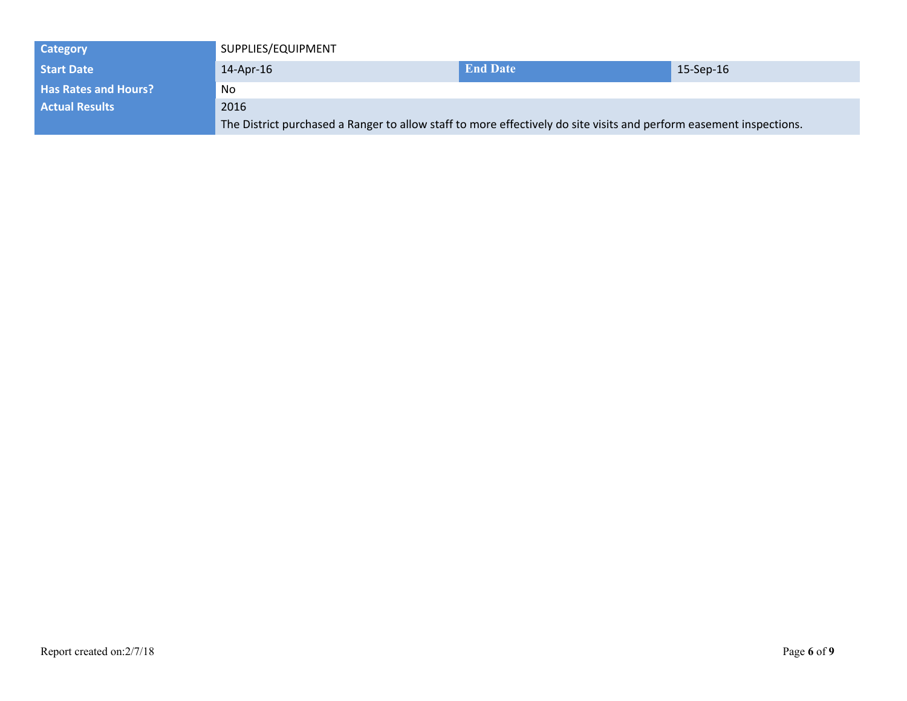| Category | SUPPLIES/EQUIPMENT | | |
|---|---|---|---|
| Start Date | 14-Apr-16 | End Date | 15-Sep-16 |
| Has Rates and Hours? | No | | |
| Actual Results | 2016<br>The District purchased a Ranger to allow staff to more effectively do site visits and perform easement inspections. | | |

Report created on:2/7/18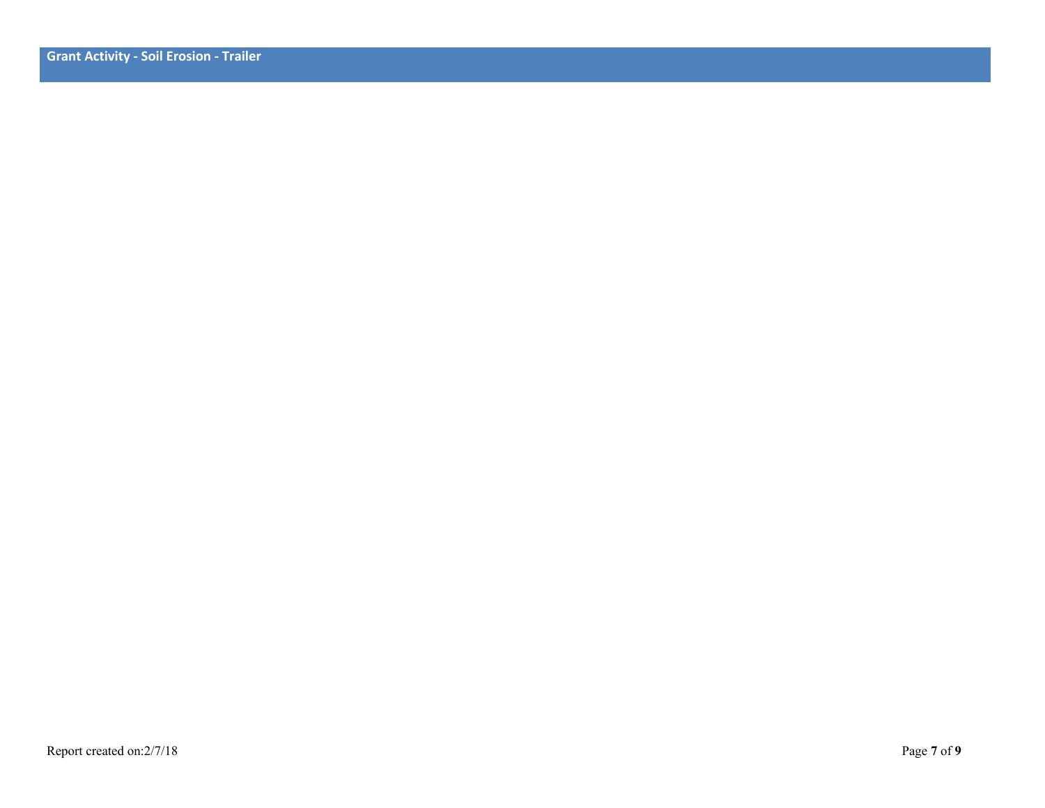## Grant Activity - Soil Erosion - Trailer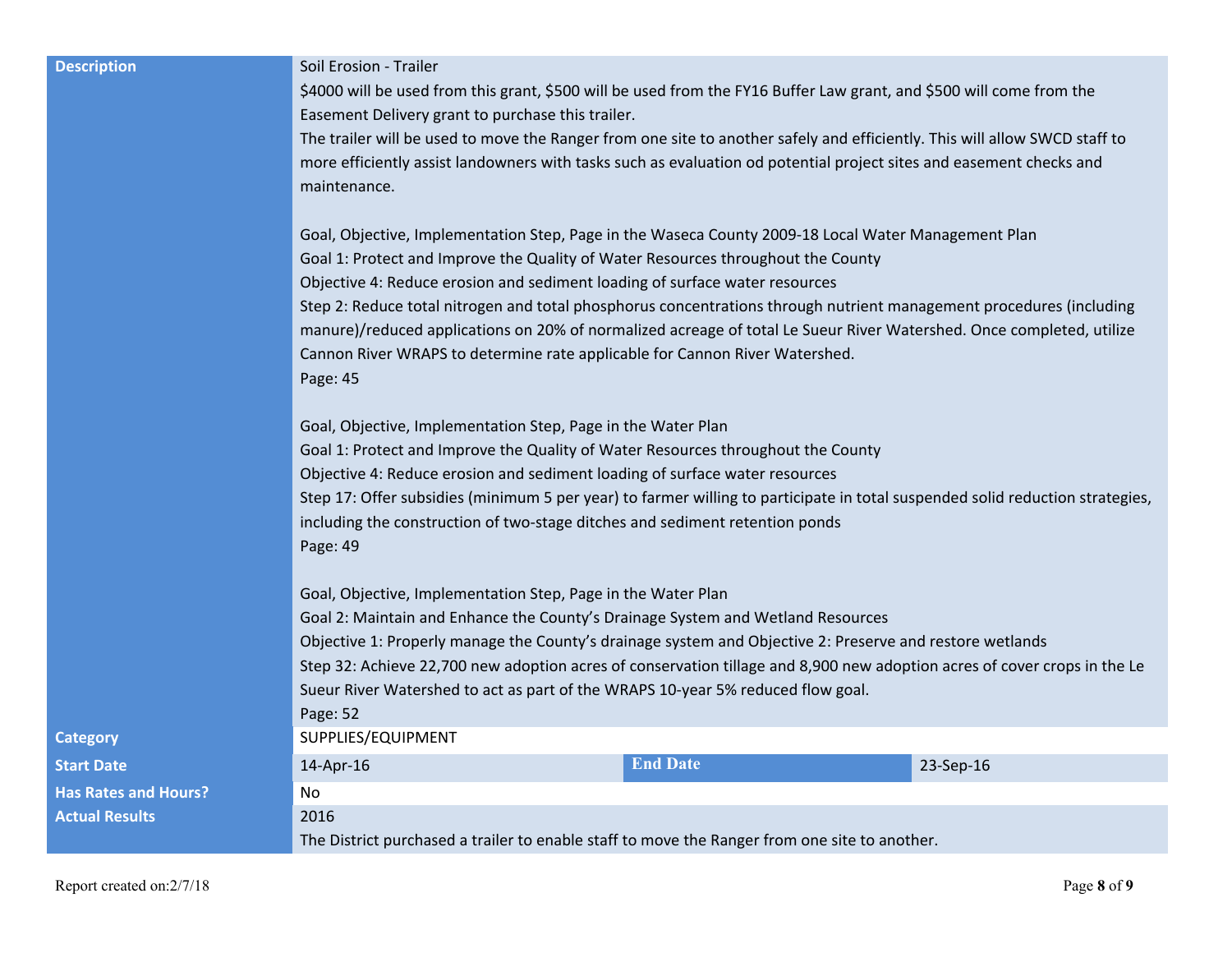| | | | |
|---|---|---|---|
| **Description** | Soil Erosion - Trailer<br>$4000 will be used from this grant, $500 will be used from the FY16 Buffer Law grant, and $500 will come from the Easement Delivery grant to purchase this trailer.<br>The trailer will be used to move the Ranger from one site to another safely and efficiently. This will allow SWCD staff to more efficiently assist landowners with tasks such as evaluation od potential project sites and easement checks and maintenance.<br><br>Goal, Objective, Implementation Step, Page in the Waseca County 2009-18 Local Water Management Plan<br>Goal 1: Protect and Improve the Quality of Water Resources throughout the County<br>Objective 4: Reduce erosion and sediment loading of surface water resources<br>Step 2: Reduce total nitrogen and total phosphorus concentrations through nutrient management procedures (including manure)/reduced applications on 20% of normalized acreage of total Le Sueur River Watershed. Once completed, utilize Cannon River WRAPS to determine rate applicable for Cannon River Watershed.<br>Page: 45<br><br>Goal, Objective, Implementation Step, Page in the Water Plan<br>Goal 1: Protect and Improve the Quality of Water Resources throughout the County<br>Objective 4: Reduce erosion and sediment loading of surface water resources<br>Step 17: Offer subsidies (minimum 5 per year) to farmer willing to participate in total suspended solid reduction strategies, including the construction of two-stage ditches and sediment retention ponds<br>Page: 49<br><br>Goal, Objective, Implementation Step, Page in the Water Plan<br>Goal 2: Maintain and Enhance the County's Drainage System and Wetland Resources<br>Objective 1: Properly manage the County's drainage system and Objective 2: Preserve and restore wetlands<br>Step 32: Achieve 22,700 new adoption acres of conservation tillage and 8,900 new adoption acres of cover crops in the Le Sueur River Watershed to act as part of the WRAPS 10-year 5% reduced flow goal.<br>Page: 52 | | |
| **Category** | SUPPLIES/EQUIPMENT | | |
| **Start Date** | 14-Apr-16 | **End Date** | 23-Sep-16 |
| **Has Rates and Hours?** | No | | |
| **Actual Results** | 2016<br>The District purchased a trailer to enable staff to move the Ranger from one site to another. | | |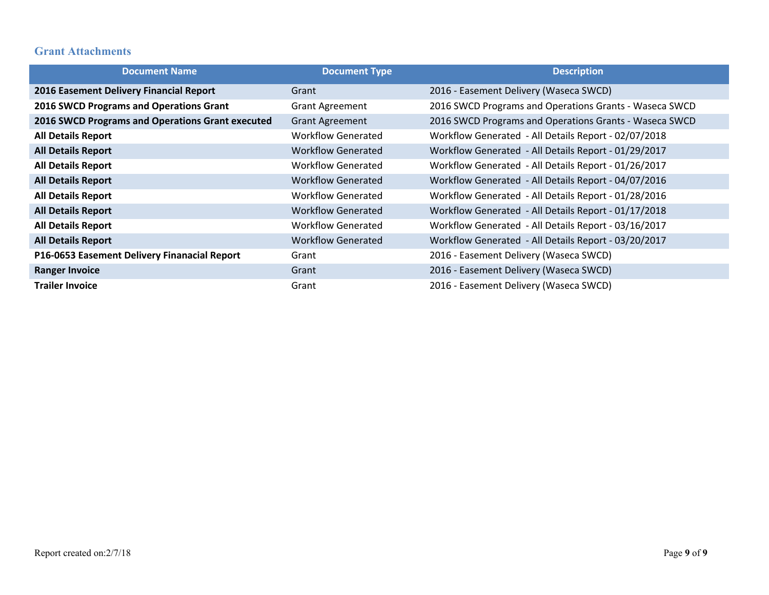## Grant Attachments

| Document Name | Document Type | Description |
| --- | --- | --- |
| **2016 Easement Delivery Financial Report** | Grant | 2016 - Easement Delivery (Waseca SWCD) |
| **2016 SWCD Programs and Operations Grant** | Grant Agreement | 2016 SWCD Programs and Operations Grants - Waseca SWCD |
| **2016 SWCD Programs and Operations Grant executed** | Grant Agreement | 2016 SWCD Programs and Operations Grants - Waseca SWCD |
| **All Details Report** | Workflow Generated | Workflow Generated - All Details Report - 02/07/2018 |
| **All Details Report** | Workflow Generated | Workflow Generated - All Details Report - 01/29/2017 |
| **All Details Report** | Workflow Generated | Workflow Generated - All Details Report - 01/26/2017 |
| **All Details Report** | Workflow Generated | Workflow Generated - All Details Report - 04/07/2016 |
| **All Details Report** | Workflow Generated | Workflow Generated - All Details Report - 01/28/2016 |
| **All Details Report** | Workflow Generated | Workflow Generated - All Details Report - 01/17/2018 |
| **All Details Report** | Workflow Generated | Workflow Generated - All Details Report - 03/16/2017 |
| **All Details Report** | Workflow Generated | Workflow Generated - All Details Report - 03/20/2017 |
| **P16-0653 Easement Delivery Finanacial Report** | Grant | 2016 - Easement Delivery (Waseca SWCD) |
| **Ranger Invoice** | Grant | 2016 - Easement Delivery (Waseca SWCD) |
| **Trailer Invoice** | Grant | 2016 - Easement Delivery (Waseca SWCD) |

Report created on:2/7/18